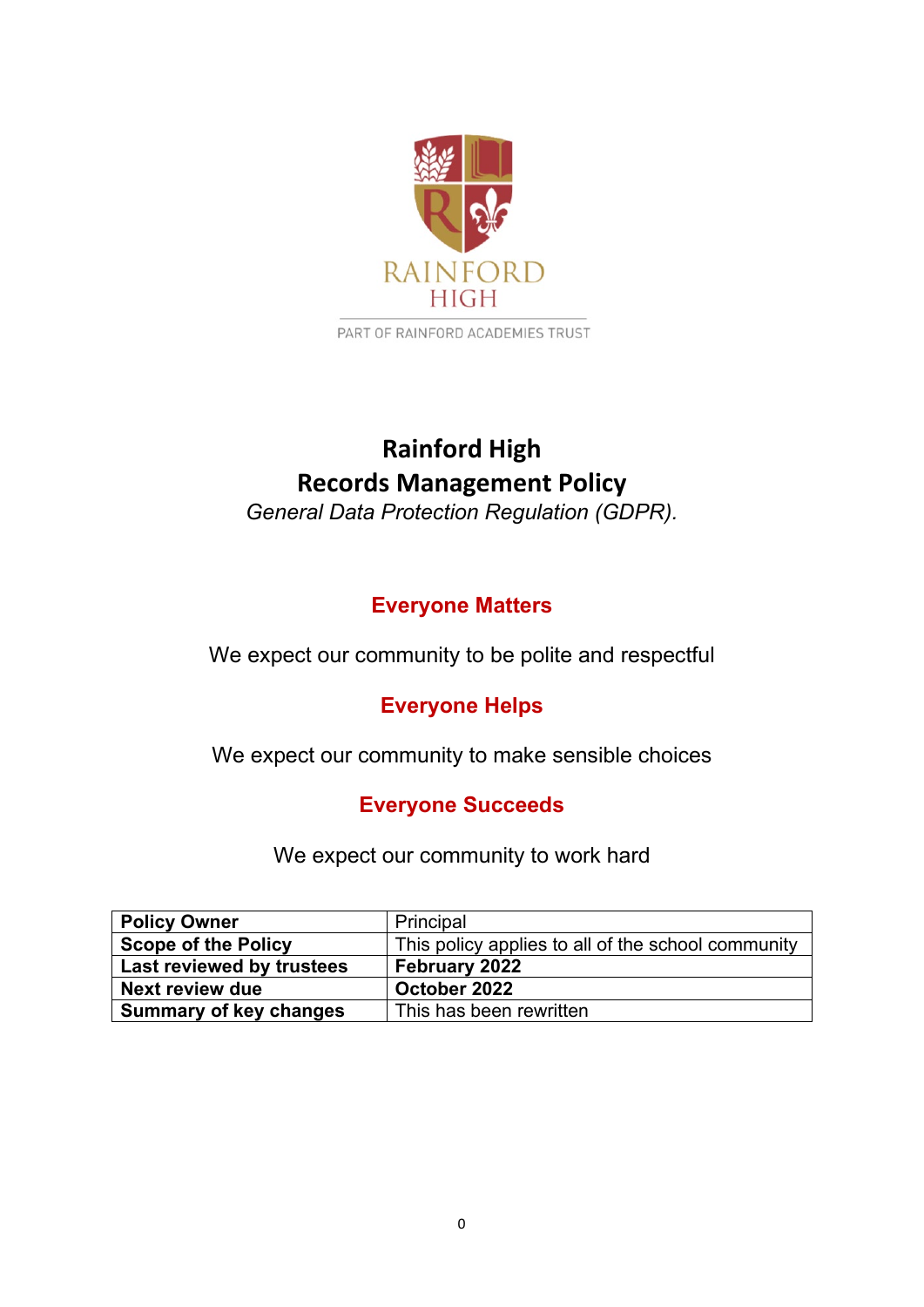RAINFORD HIGH

PART OF RAINFORD ACADEMIES TRUST

# Rainford High
# Records Management Policy

*General Data Protection Regulation (GDPR).*

## Everyone Matters

We expect our community to be polite and respectful

## Everyone Helps

We expect our community to make sensible choices

## Everyone Succeeds

We expect our community to work hard

| | |
|---|---|
| **Policy Owner** | Principal |
| **Scope of the Policy** | This policy applies to all of the school community |
| **Last reviewed by trustees** | **February 2022** |
| **Next review due** | **October 2022** |
| **Summary of key changes** | This has been rewritten |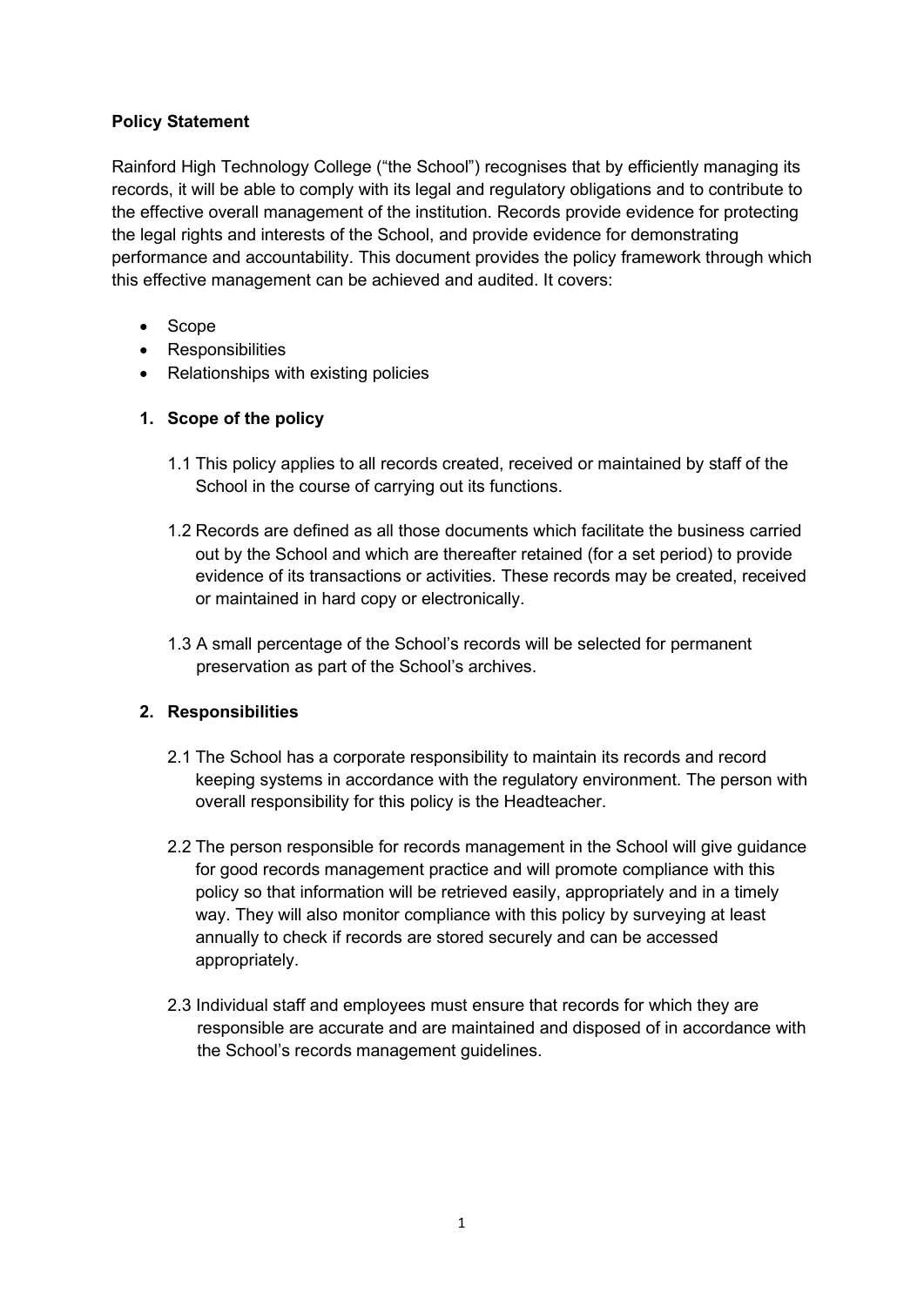**Policy Statement**

Rainford High Technology College ("the School") recognises that by efficiently managing its records, it will be able to comply with its legal and regulatory obligations and to contribute to the effective overall management of the institution. Records provide evidence for protecting the legal rights and interests of the School, and provide evidence for demonstrating performance and accountability. This document provides the policy framework through which this effective management can be achieved and audited. It covers:

- Scope
- Responsibilities
- Relationships with existing policies

**1. Scope of the policy**

1.1 This policy applies to all records created, received or maintained by staff of the School in the course of carrying out its functions.

1.2 Records are defined as all those documents which facilitate the business carried out by the School and which are thereafter retained (for a set period) to provide evidence of its transactions or activities. These records may be created, received or maintained in hard copy or electronically.

1.3 A small percentage of the School's records will be selected for permanent preservation as part of the School's archives.

**2. Responsibilities**

2.1 The School has a corporate responsibility to maintain its records and record keeping systems in accordance with the regulatory environment. The person with overall responsibility for this policy is the Headteacher.

2.2 The person responsible for records management in the School will give guidance for good records management practice and will promote compliance with this policy so that information will be retrieved easily, appropriately and in a timely way. They will also monitor compliance with this policy by surveying at least annually to check if records are stored securely and can be accessed appropriately.

2.3 Individual staff and employees must ensure that records for which they are responsible are accurate and are maintained and disposed of in accordance with the School's records management guidelines.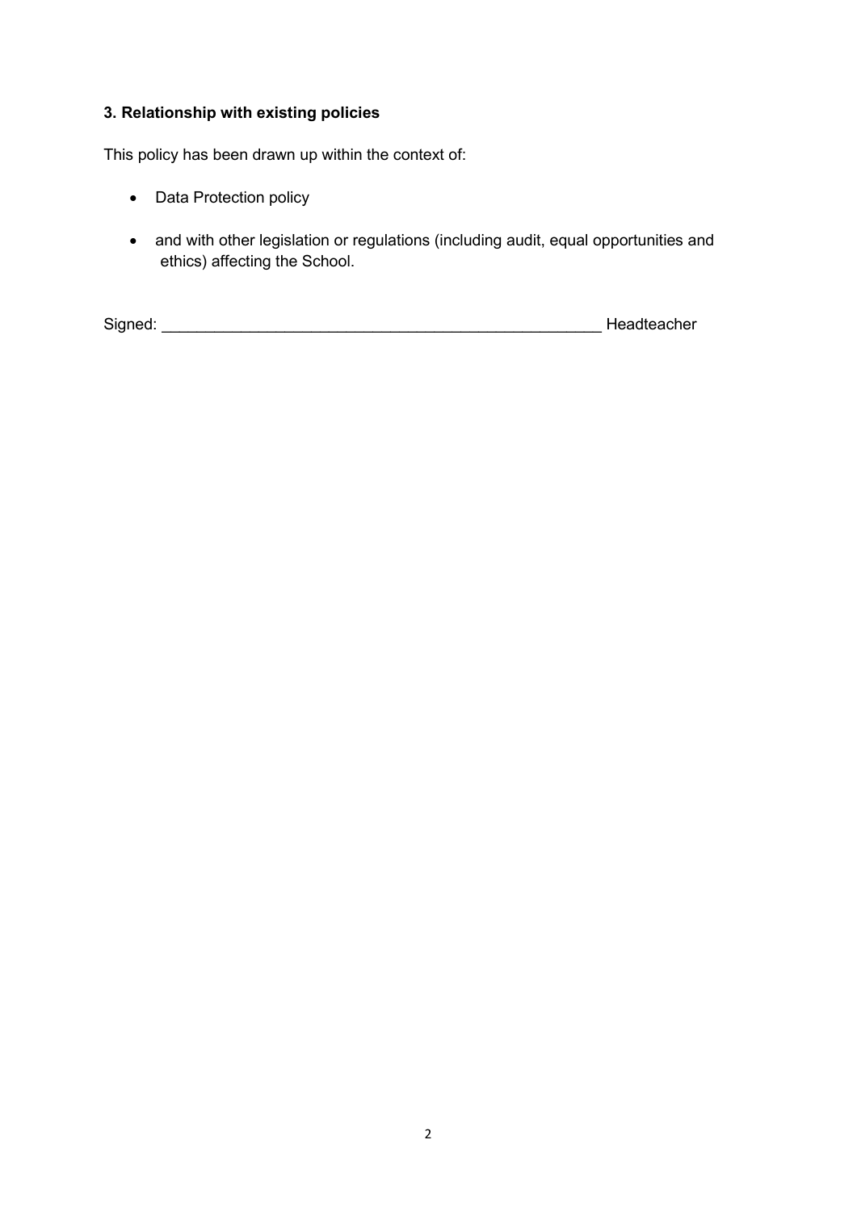### 3. Relationship with existing policies

This policy has been drawn up within the context of:

- Data Protection policy
- and with other legislation or regulations (including audit, equal opportunities and ethics) affecting the School.

Signed: ___________________________________________________ Headteacher